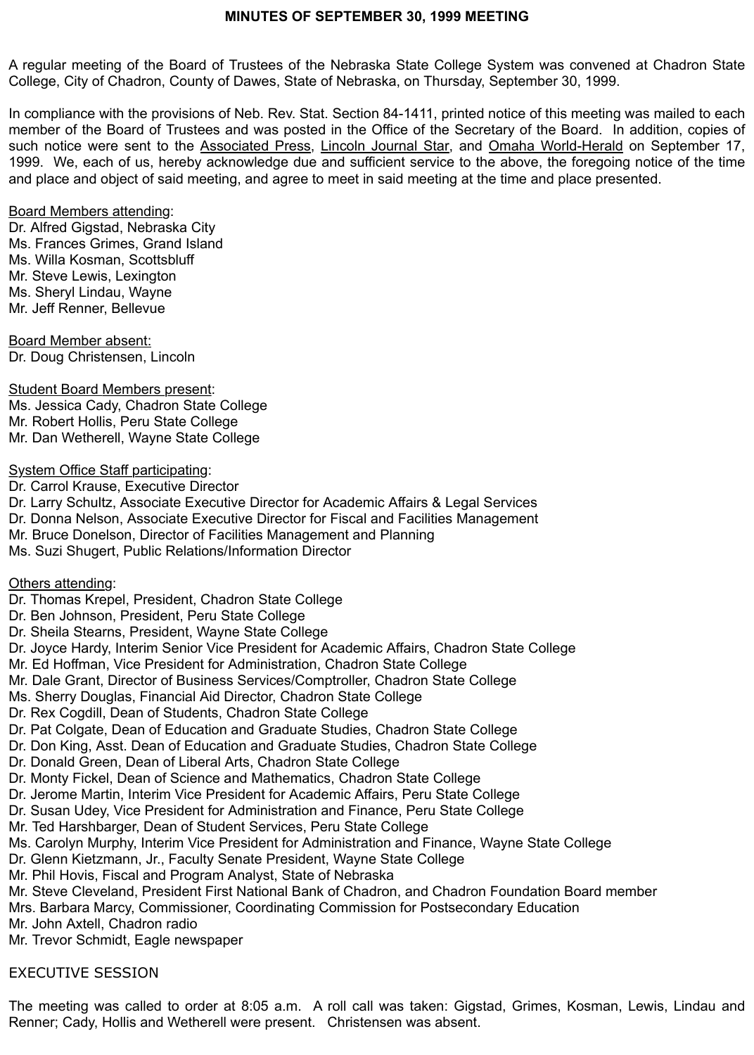# MINUTES OF SEPTEMBER 30, 1999 MEETING

A regular meeting of the Board of Trustees of the Nebraska State College System was convened at Chadron State College, City of Chadron, County of Dawes, State of Nebraska, on Thursday, September 30, 1999.

In compliance with the provisions of Neb. Rev. Stat. Section 84-1411, printed notice of this meeting was mailed to each member of the Board of Trustees and was posted in the Office of the Secretary of the Board. In addition, copies of such notice were sent to the Associated Press, Lincoln Journal Star, and Omaha World-Herald on September 17, 1999. We, each of us, hereby acknowledge due and sufficient service to the above, the foregoing notice of the time and place and object of said meeting, and agree to meet in said meeting at the time and place presented.

Board Members attending:
Dr. Alfred Gigstad, Nebraska City
Ms. Frances Grimes, Grand Island
Ms. Willa Kosman, Scottsbluff
Mr. Steve Lewis, Lexington
Ms. Sheryl Lindau, Wayne
Mr. Jeff Renner, Bellevue

Board Member absent:
Dr. Doug Christensen, Lincoln

Student Board Members present:
Ms. Jessica Cady, Chadron State College
Mr. Robert Hollis, Peru State College
Mr. Dan Wetherell, Wayne State College

System Office Staff participating:
Dr. Carrol Krause, Executive Director
Dr. Larry Schultz, Associate Executive Director for Academic Affairs & Legal Services
Dr. Donna Nelson, Associate Executive Director for Fiscal and Facilities Management
Mr. Bruce Donelson, Director of Facilities Management and Planning
Ms. Suzi Shugert, Public Relations/Information Director

Others attending:
Dr. Thomas Krepel, President, Chadron State College
Dr. Ben Johnson, President, Peru State College
Dr. Sheila Stearns, President, Wayne State College
Dr. Joyce Hardy, Interim Senior Vice President for Academic Affairs, Chadron State College
Mr. Ed Hoffman, Vice President for Administration, Chadron State College
Mr. Dale Grant, Director of Business Services/Comptroller, Chadron State College
Ms. Sherry Douglas, Financial Aid Director, Chadron State College
Dr. Rex Cogdill, Dean of Students, Chadron State College
Dr. Pat Colgate, Dean of Education and Graduate Studies, Chadron State College
Dr. Don King, Asst. Dean of Education and Graduate Studies, Chadron State College
Dr. Donald Green, Dean of Liberal Arts, Chadron State College
Dr. Monty Fickel, Dean of Science and Mathematics, Chadron State College
Dr. Jerome Martin, Interim Vice President for Academic Affairs, Peru State College
Dr. Susan Udey, Vice President for Administration and Finance, Peru State College
Mr. Ted Harshbarger, Dean of Student Services, Peru State College
Ms. Carolyn Murphy, Interim Vice President for Administration and Finance, Wayne State College
Dr. Glenn Kietzmann, Jr., Faculty Senate President, Wayne State College
Mr. Phil Hovis, Fiscal and Program Analyst, State of Nebraska
Mr. Steve Cleveland, President First National Bank of Chadron, and Chadron Foundation Board member
Mrs. Barbara Marcy, Commissioner, Coordinating Commission for Postsecondary Education
Mr. John Axtell, Chadron radio
Mr. Trevor Schmidt, Eagle newspaper

## EXECUTIVE SESSION

The meeting was called to order at 8:05 a.m. A roll call was taken: Gigstad, Grimes, Kosman, Lewis, Lindau and Renner; Cady, Hollis and Wetherell were present. Christensen was absent.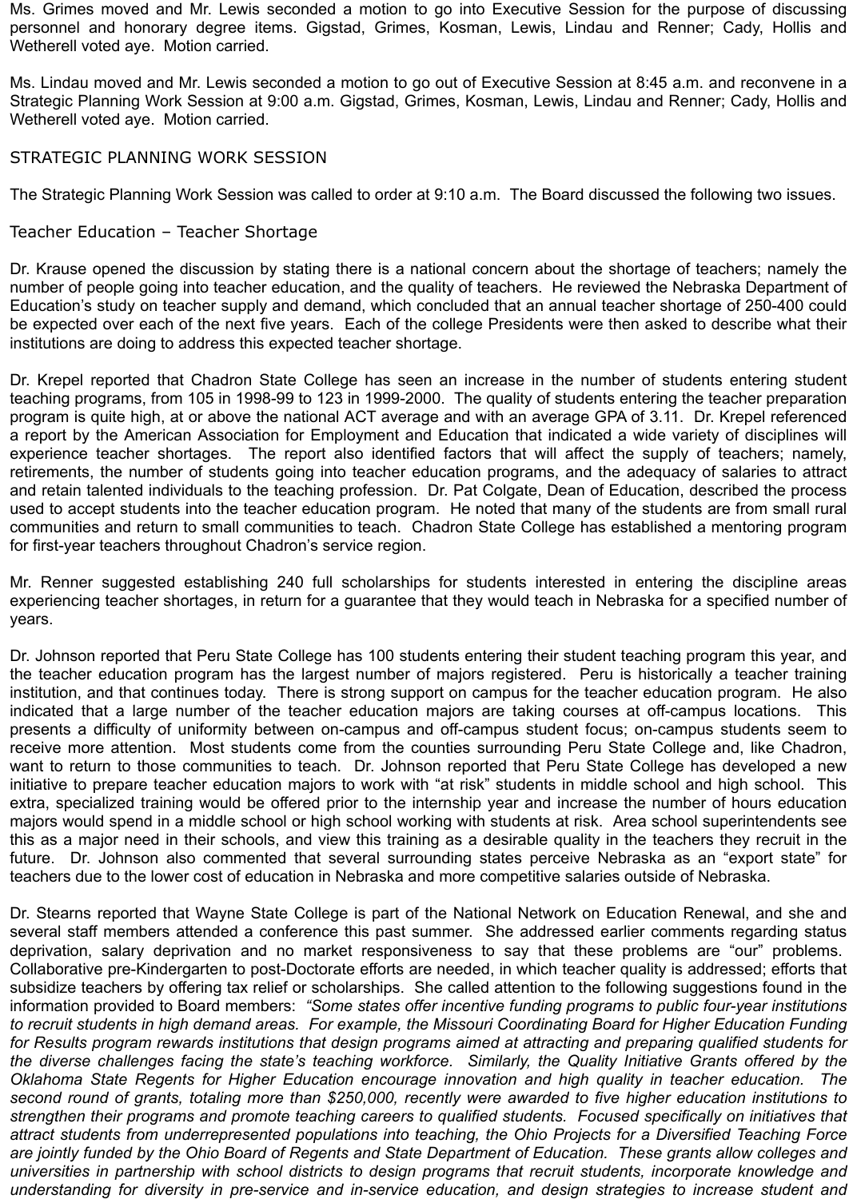Ms. Grimes moved and Mr. Lewis seconded a motion to go into Executive Session for the purpose of discussing personnel and honorary degree items. Gigstad, Grimes, Kosman, Lewis, Lindau and Renner; Cady, Hollis and Wetherell voted aye. Motion carried.

Ms. Lindau moved and Mr. Lewis seconded a motion to go out of Executive Session at 8:45 a.m. and reconvene in a Strategic Planning Work Session at 9:00 a.m. Gigstad, Grimes, Kosman, Lewis, Lindau and Renner; Cady, Hollis and Wetherell voted aye. Motion carried.

## STRATEGIC PLANNING WORK SESSION

The Strategic Planning Work Session was called to order at 9:10 a.m. The Board discussed the following two issues.

### Teacher Education – Teacher Shortage

Dr. Krause opened the discussion by stating there is a national concern about the shortage of teachers; namely the number of people going into teacher education, and the quality of teachers. He reviewed the Nebraska Department of Education's study on teacher supply and demand, which concluded that an annual teacher shortage of 250-400 could be expected over each of the next five years. Each of the college Presidents were then asked to describe what their institutions are doing to address this expected teacher shortage.

Dr. Krepel reported that Chadron State College has seen an increase in the number of students entering student teaching programs, from 105 in 1998-99 to 123 in 1999-2000. The quality of students entering the teacher preparation program is quite high, at or above the national ACT average and with an average GPA of 3.11. Dr. Krepel referenced a report by the American Association for Employment and Education that indicated a wide variety of disciplines will experience teacher shortages. The report also identified factors that will affect the supply of teachers; namely, retirements, the number of students going into teacher education programs, and the adequacy of salaries to attract and retain talented individuals to the teaching profession. Dr. Pat Colgate, Dean of Education, described the process used to accept students into the teacher education program. He noted that many of the students are from small rural communities and return to small communities to teach. Chadron State College has established a mentoring program for first-year teachers throughout Chadron's service region.

Mr. Renner suggested establishing 240 full scholarships for students interested in entering the discipline areas experiencing teacher shortages, in return for a guarantee that they would teach in Nebraska for a specified number of years.

Dr. Johnson reported that Peru State College has 100 students entering their student teaching program this year, and the teacher education program has the largest number of majors registered. Peru is historically a teacher training institution, and that continues today. There is strong support on campus for the teacher education program. He also indicated that a large number of the teacher education majors are taking courses at off-campus locations. This presents a difficulty of uniformity between on-campus and off-campus student focus; on-campus students seem to receive more attention. Most students come from the counties surrounding Peru State College and, like Chadron, want to return to those communities to teach. Dr. Johnson reported that Peru State College has developed a new initiative to prepare teacher education majors to work with "at risk" students in middle school and high school. This extra, specialized training would be offered prior to the internship year and increase the number of hours education majors would spend in a middle school or high school working with students at risk. Area school superintendents see this as a major need in their schools, and view this training as a desirable quality in the teachers they recruit in the future. Dr. Johnson also commented that several surrounding states perceive Nebraska as an "export state" for teachers due to the lower cost of education in Nebraska and more competitive salaries outside of Nebraska.

Dr. Stearns reported that Wayne State College is part of the National Network on Education Renewal, and she and several staff members attended a conference this past summer. She addressed earlier comments regarding status deprivation, salary deprivation and no market responsiveness to say that these problems are "our" problems. Collaborative pre-Kindergarten to post-Doctorate efforts are needed, in which teacher quality is addressed; efforts that subsidize teachers by offering tax relief or scholarships. She called attention to the following suggestions found in the information provided to Board members: *"Some states offer incentive funding programs to public four-year institutions to recruit students in high demand areas. For example, the Missouri Coordinating Board for Higher Education Funding for Results program rewards institutions that design programs aimed at attracting and preparing qualified students for the diverse challenges facing the state's teaching workforce. Similarly, the Quality Initiative Grants offered by the Oklahoma State Regents for Higher Education encourage innovation and high quality in teacher education. The second round of grants, totaling more than $250,000, recently were awarded to five higher education institutions to strengthen their programs and promote teaching careers to qualified students. Focused specifically on initiatives that attract students from underrepresented populations into teaching, the Ohio Projects for a Diversified Teaching Force are jointly funded by the Ohio Board of Regents and State Department of Education. These grants allow colleges and universities in partnership with school districts to design programs that recruit students, incorporate knowledge and understanding for diversity in pre-service and in-service education, and design strategies to increase student and*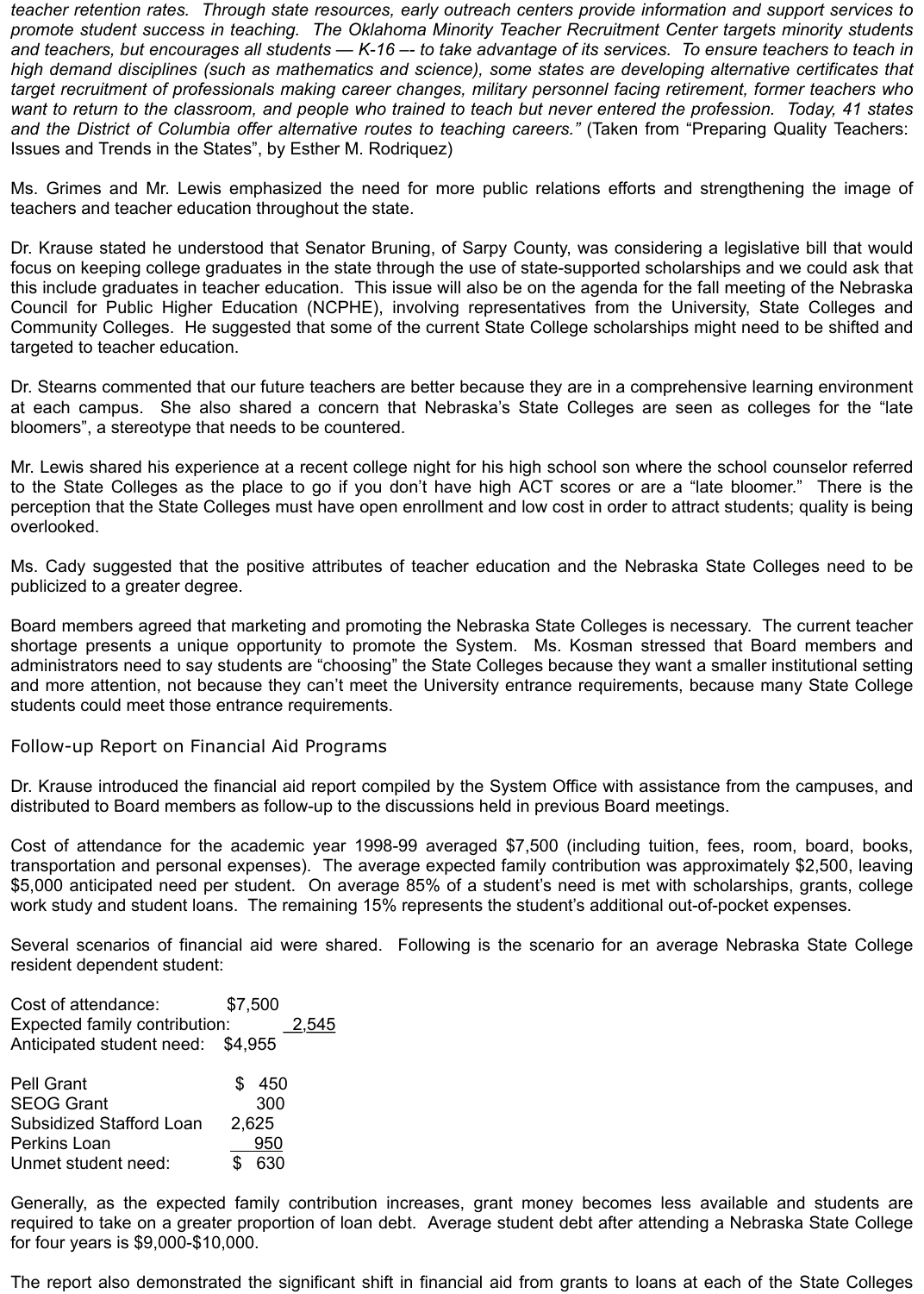*teacher retention rates. Through state resources, early outreach centers provide information and support services to promote student success in teaching. The Oklahoma Minority Teacher Recruitment Center targets minority students and teachers, but encourages all students — K-16 –- to take advantage of its services. To ensure teachers to teach in high demand disciplines (such as mathematics and science), some states are developing alternative certificates that target recruitment of professionals making career changes, military personnel facing retirement, former teachers who want to return to the classroom, and people who trained to teach but never entered the profession. Today, 41 states and the District of Columbia offer alternative routes to teaching careers."* (Taken from "Preparing Quality Teachers: Issues and Trends in the States", by Esther M. Rodriquez)

Ms. Grimes and Mr. Lewis emphasized the need for more public relations efforts and strengthening the image of teachers and teacher education throughout the state.

Dr. Krause stated he understood that Senator Bruning, of Sarpy County, was considering a legislative bill that would focus on keeping college graduates in the state through the use of state-supported scholarships and we could ask that this include graduates in teacher education. This issue will also be on the agenda for the fall meeting of the Nebraska Council for Public Higher Education (NCPHE), involving representatives from the University, State Colleges and Community Colleges. He suggested that some of the current State College scholarships might need to be shifted and targeted to teacher education.

Dr. Stearns commented that our future teachers are better because they are in a comprehensive learning environment at each campus. She also shared a concern that Nebraska's State Colleges are seen as colleges for the "late bloomers", a stereotype that needs to be countered.

Mr. Lewis shared his experience at a recent college night for his high school son where the school counselor referred to the State Colleges as the place to go if you don't have high ACT scores or are a "late bloomer." There is the perception that the State Colleges must have open enrollment and low cost in order to attract students; quality is being overlooked.

Ms. Cady suggested that the positive attributes of teacher education and the Nebraska State Colleges need to be publicized to a greater degree.

Board members agreed that marketing and promoting the Nebraska State Colleges is necessary. The current teacher shortage presents a unique opportunity to promote the System. Ms. Kosman stressed that Board members and administrators need to say students are "choosing" the State Colleges because they want a smaller institutional setting and more attention, not because they can't meet the University entrance requirements, because many State College students could meet those entrance requirements.

## Follow-up Report on Financial Aid Programs

Dr. Krause introduced the financial aid report compiled by the System Office with assistance from the campuses, and distributed to Board members as follow-up to the discussions held in previous Board meetings.

Cost of attendance for the academic year 1998-99 averaged $7,500 (including tuition, fees, room, board, books, transportation and personal expenses). The average expected family contribution was approximately $2,500, leaving $5,000 anticipated need per student. On average 85% of a student's need is met with scholarships, grants, college work study and student loans. The remaining 15% represents the student's additional out-of-pocket expenses.

Several scenarios of financial aid were shared. Following is the scenario for an average Nebraska State College resident dependent student:

| | | |
|---|---|---|
| Cost of attendance: | $7,500 | |
| Expected family contribution: | | 2,545 |
| Anticipated student need: | $4,955 | |

| | |
|---|---|
| Pell Grant | $ 450 |
| SEOG Grant | 300 |
| Subsidized Stafford Loan | 2,625 |
| Perkins Loan | 950 |
| Unmet student need: | $ 630 |

Generally, as the expected family contribution increases, grant money becomes less available and students are required to take on a greater proportion of loan debt. Average student debt after attending a Nebraska State College for four years is $9,000-$10,000.

The report also demonstrated the significant shift in financial aid from grants to loans at each of the State Colleges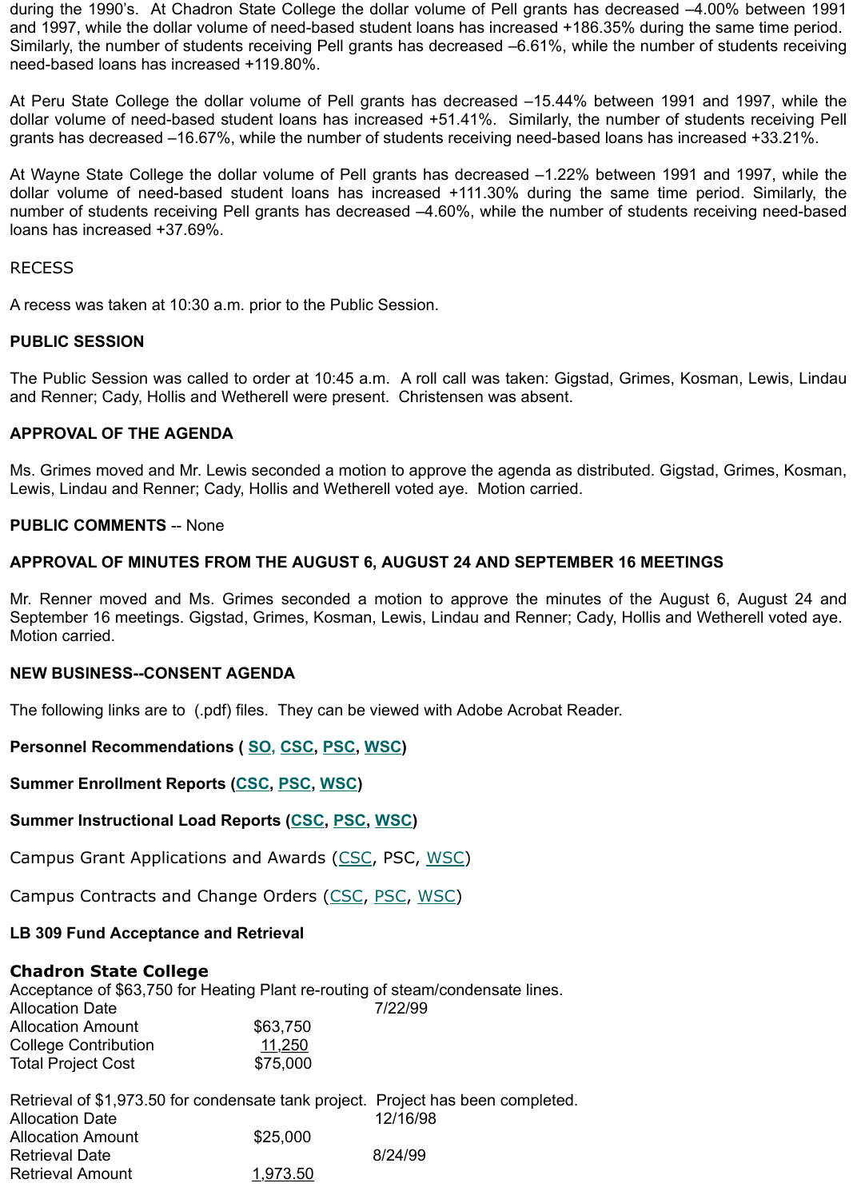during the 1990's. At Chadron State College the dollar volume of Pell grants has decreased –4.00% between 1991 and 1997, while the dollar volume of need-based student loans has increased +186.35% during the same time period. Similarly, the number of students receiving Pell grants has decreased –6.61%, while the number of students receiving need-based loans has increased +119.80%.

At Peru State College the dollar volume of Pell grants has decreased –15.44% between 1991 and 1997, while the dollar volume of need-based student loans has increased +51.41%. Similarly, the number of students receiving Pell grants has decreased –16.67%, while the number of students receiving need-based loans has increased +33.21%.

At Wayne State College the dollar volume of Pell grants has decreased –1.22% between 1991 and 1997, while the dollar volume of need-based student loans has increased +111.30% during the same time period. Similarly, the number of students receiving Pell grants has decreased –4.60%, while the number of students receiving need-based loans has increased +37.69%.

RECESS

A recess was taken at 10:30 a.m. prior to the Public Session.

**PUBLIC SESSION**

The Public Session was called to order at 10:45 a.m. A roll call was taken: Gigstad, Grimes, Kosman, Lewis, Lindau and Renner; Cady, Hollis and Wetherell were present. Christensen was absent.

**APPROVAL OF THE AGENDA**

Ms. Grimes moved and Mr. Lewis seconded a motion to approve the agenda as distributed. Gigstad, Grimes, Kosman, Lewis, Lindau and Renner; Cady, Hollis and Wetherell voted aye. Motion carried.

**PUBLIC COMMENTS** -- None

**APPROVAL OF MINUTES FROM THE AUGUST 6, AUGUST 24 AND SEPTEMBER 16 MEETINGS**

Mr. Renner moved and Ms. Grimes seconded a motion to approve the minutes of the August 6, August 24 and September 16 meetings. Gigstad, Grimes, Kosman, Lewis, Lindau and Renner; Cady, Hollis and Wetherell voted aye. Motion carried.

**NEW BUSINESS--CONSENT AGENDA**

The following links are to (.pdf) files. They can be viewed with Adobe Acrobat Reader.

**Personnel Recommendations ( SO, CSC, PSC, WSC)**

**Summer Enrollment Reports (CSC, PSC, WSC)**

**Summer Instructional Load Reports (CSC, PSC, WSC)**

Campus Grant Applications and Awards (CSC, PSC, WSC)

Campus Contracts and Change Orders (CSC, PSC, WSC)

**LB 309 Fund Acceptance and Retrieval**

## Chadron State College

Acceptance of $63,750 for Heating Plant re-routing of steam/condensate lines.

| | | |
|---|---|---|
| Allocation Date | | 7/22/99 |
| Allocation Amount | $63,750 | |
| College Contribution | 11,250 | |
| Total Project Cost | $75,000 | |

Retrieval of $1,973.50 for condensate tank project. Project has been completed.

| | | |
|---|---|---|
| Allocation Date | | 12/16/98 |
| Allocation Amount | $25,000 | |
| Retrieval Date | | 8/24/99 |
| Retrieval Amount | 1,973.50 | |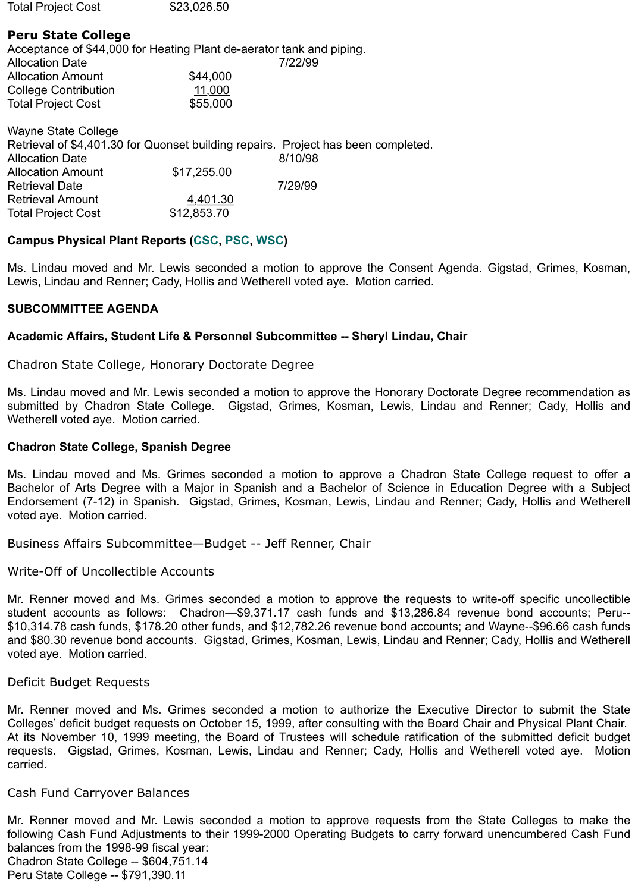| | | |
|---|---|---|
| Total Project Cost | $23,026.50 | |

**Peru State College**

Acceptance of $44,000 for Heating Plant de-aerator tank and piping.

| | | |
|---|---|---|
| Allocation Date | | 7/22/99 |
| Allocation Amount | $44,000 | |
| College Contribution | 11,000 | |
| Total Project Cost | $55,000 | |

Wayne State College

Retrieval of $4,401.30 for Quonset building repairs. Project has been completed.

| | | |
|---|---|---|
| Allocation Date | | 8/10/98 |
| Allocation Amount | $17,255.00 | |
| Retrieval Date | | 7/29/99 |
| Retrieval Amount | 4,401.30 | |
| Total Project Cost | $12,853.70 | |

**Campus Physical Plant Reports (CSC, PSC, WSC)**

Ms. Lindau moved and Mr. Lewis seconded a motion to approve the Consent Agenda. Gigstad, Grimes, Kosman, Lewis, Lindau and Renner; Cady, Hollis and Wetherell voted aye. Motion carried.

**SUBCOMMITTEE AGENDA**

**Academic Affairs, Student Life & Personnel Subcommittee -- Sheryl Lindau, Chair**

Chadron State College, Honorary Doctorate Degree

Ms. Lindau moved and Mr. Lewis seconded a motion to approve the Honorary Doctorate Degree recommendation as submitted by Chadron State College. Gigstad, Grimes, Kosman, Lewis, Lindau and Renner; Cady, Hollis and Wetherell voted aye. Motion carried.

**Chadron State College, Spanish Degree**

Ms. Lindau moved and Ms. Grimes seconded a motion to approve a Chadron State College request to offer a Bachelor of Arts Degree with a Major in Spanish and a Bachelor of Science in Education Degree with a Subject Endorsement (7-12) in Spanish. Gigstad, Grimes, Kosman, Lewis, Lindau and Renner; Cady, Hollis and Wetherell voted aye. Motion carried.

Business Affairs Subcommittee—Budget -- Jeff Renner, Chair

Write-Off of Uncollectible Accounts

Mr. Renner moved and Ms. Grimes seconded a motion to approve the requests to write-off specific uncollectible student accounts as follows: Chadron—$9,371.17 cash funds and $13,286.84 revenue bond accounts; Peru--$10,314.78 cash funds, $178.20 other funds, and $12,782.26 revenue bond accounts; and Wayne--$96.66 cash funds and $80.30 revenue bond accounts. Gigstad, Grimes, Kosman, Lewis, Lindau and Renner; Cady, Hollis and Wetherell voted aye. Motion carried.

Deficit Budget Requests

Mr. Renner moved and Ms. Grimes seconded a motion to authorize the Executive Director to submit the State Colleges' deficit budget requests on October 15, 1999, after consulting with the Board Chair and Physical Plant Chair. At its November 10, 1999 meeting, the Board of Trustees will schedule ratification of the submitted deficit budget requests. Gigstad, Grimes, Kosman, Lewis, Lindau and Renner; Cady, Hollis and Wetherell voted aye. Motion carried.

Cash Fund Carryover Balances

Mr. Renner moved and Mr. Lewis seconded a motion to approve requests from the State Colleges to make the following Cash Fund Adjustments to their 1999-2000 Operating Budgets to carry forward unencumbered Cash Fund balances from the 1998-99 fiscal year:

Chadron State College -- $604,751.14

Peru State College -- $791,390.11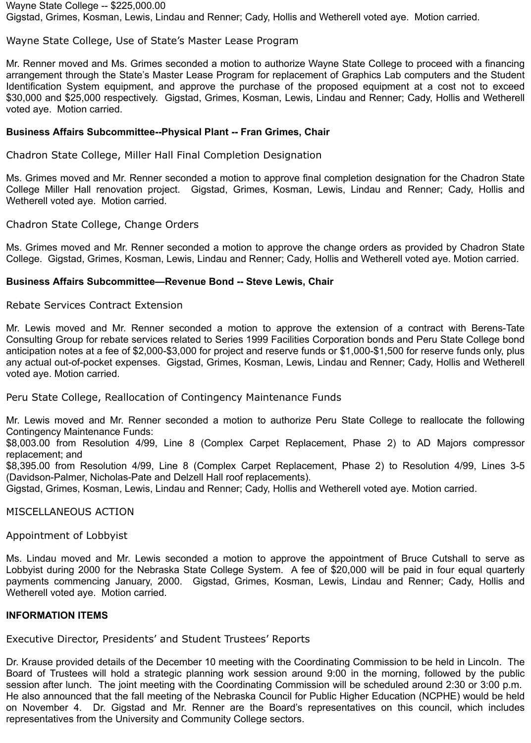Wayne State College -- $225,000.00
Gigstad, Grimes, Kosman, Lewis, Lindau and Renner; Cady, Hollis and Wetherell voted aye. Motion carried.

### Wayne State College, Use of State's Master Lease Program

Mr. Renner moved and Ms. Grimes seconded a motion to authorize Wayne State College to proceed with a financing arrangement through the State's Master Lease Program for replacement of Graphics Lab computers and the Student Identification System equipment, and approve the purchase of the proposed equipment at a cost not to exceed $30,000 and $25,000 respectively. Gigstad, Grimes, Kosman, Lewis, Lindau and Renner; Cady, Hollis and Wetherell voted aye. Motion carried.

**Business Affairs Subcommittee--Physical Plant -- Fran Grimes, Chair**

### Chadron State College, Miller Hall Final Completion Designation

Ms. Grimes moved and Mr. Renner seconded a motion to approve final completion designation for the Chadron State College Miller Hall renovation project. Gigstad, Grimes, Kosman, Lewis, Lindau and Renner; Cady, Hollis and Wetherell voted aye. Motion carried.

### Chadron State College, Change Orders

Ms. Grimes moved and Mr. Renner seconded a motion to approve the change orders as provided by Chadron State College. Gigstad, Grimes, Kosman, Lewis, Lindau and Renner; Cady, Hollis and Wetherell voted aye. Motion carried.

**Business Affairs Subcommittee—Revenue Bond -- Steve Lewis, Chair**

### Rebate Services Contract Extension

Mr. Lewis moved and Mr. Renner seconded a motion to approve the extension of a contract with Berens-Tate Consulting Group for rebate services related to Series 1999 Facilities Corporation bonds and Peru State College bond anticipation notes at a fee of $2,000-$3,000 for project and reserve funds or $1,000-$1,500 for reserve funds only, plus any actual out-of-pocket expenses. Gigstad, Grimes, Kosman, Lewis, Lindau and Renner; Cady, Hollis and Wetherell voted aye. Motion carried.

### Peru State College, Reallocation of Contingency Maintenance Funds

Mr. Lewis moved and Mr. Renner seconded a motion to authorize Peru State College to reallocate the following Contingency Maintenance Funds:
$8,003.00 from Resolution 4/99, Line 8 (Complex Carpet Replacement, Phase 2) to AD Majors compressor replacement; and
$8,395.00 from Resolution 4/99, Line 8 (Complex Carpet Replacement, Phase 2) to Resolution 4/99, Lines 3-5 (Davidson-Palmer, Nicholas-Pate and Delzell Hall roof replacements).
Gigstad, Grimes, Kosman, Lewis, Lindau and Renner; Cady, Hollis and Wetherell voted aye. Motion carried.

## MISCELLANEOUS ACTION

### Appointment of Lobbyist

Ms. Lindau moved and Mr. Lewis seconded a motion to approve the appointment of Bruce Cutshall to serve as Lobbyist during 2000 for the Nebraska State College System. A fee of $20,000 will be paid in four equal quarterly payments commencing January, 2000. Gigstad, Grimes, Kosman, Lewis, Lindau and Renner; Cady, Hollis and Wetherell voted aye. Motion carried.

**INFORMATION ITEMS**

### Executive Director, Presidents' and Student Trustees' Reports

Dr. Krause provided details of the December 10 meeting with the Coordinating Commission to be held in Lincoln. The Board of Trustees will hold a strategic planning work session around 9:00 in the morning, followed by the public session after lunch. The joint meeting with the Coordinating Commission will be scheduled around 2:30 or 3:00 p.m. He also announced that the fall meeting of the Nebraska Council for Public Higher Education (NCPHE) would be held on November 4. Dr. Gigstad and Mr. Renner are the Board's representatives on this council, which includes representatives from the University and Community College sectors.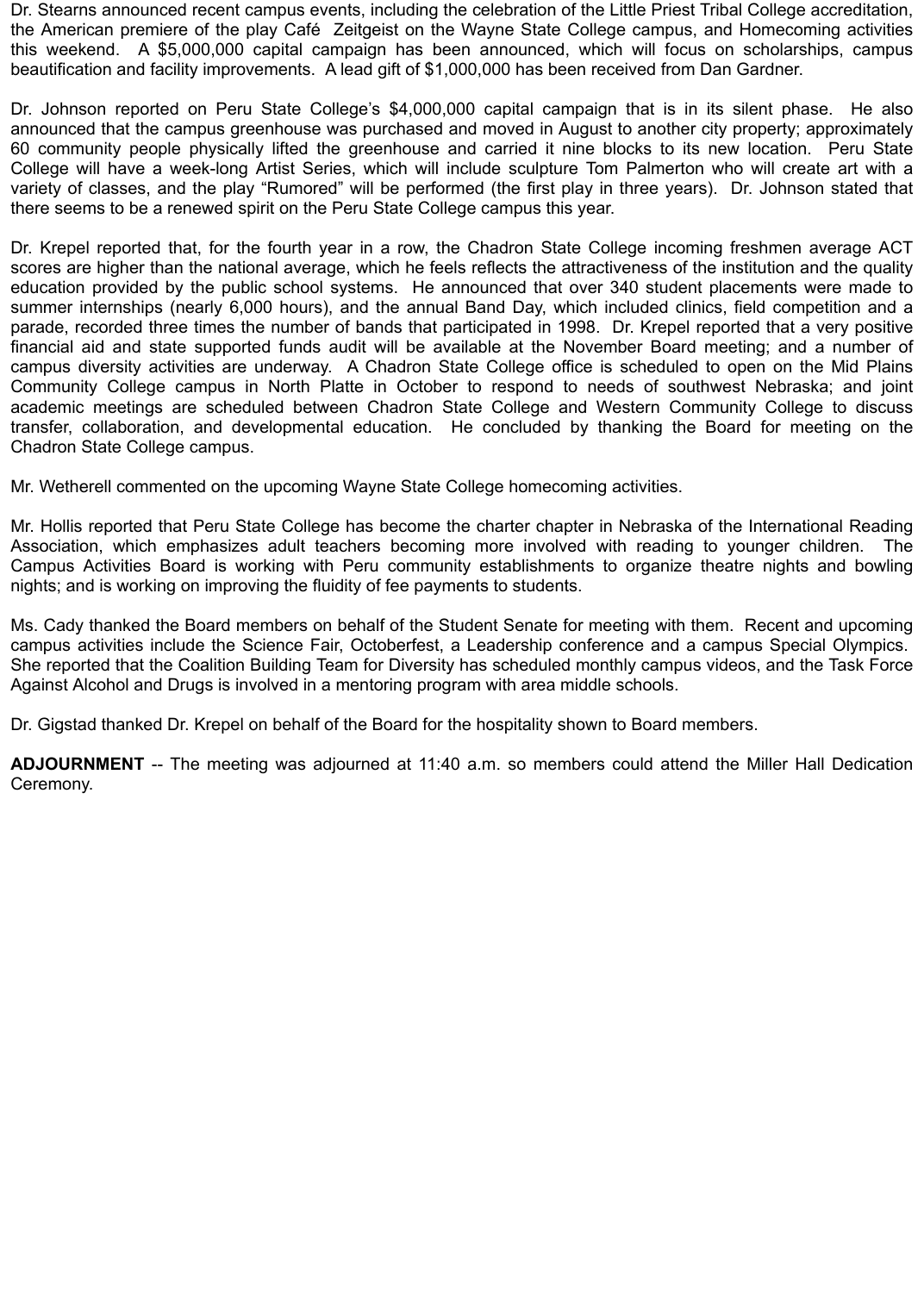Dr. Stearns announced recent campus events, including the celebration of the Little Priest Tribal College accreditation, the American premiere of the play Café Zeitgeist on the Wayne State College campus, and Homecoming activities this weekend. A $5,000,000 capital campaign has been announced, which will focus on scholarships, campus beautification and facility improvements. A lead gift of $1,000,000 has been received from Dan Gardner.

Dr. Johnson reported on Peru State College's $4,000,000 capital campaign that is in its silent phase. He also announced that the campus greenhouse was purchased and moved in August to another city property; approximately 60 community people physically lifted the greenhouse and carried it nine blocks to its new location. Peru State College will have a week-long Artist Series, which will include sculpture Tom Palmerton who will create art with a variety of classes, and the play "Rumored" will be performed (the first play in three years). Dr. Johnson stated that there seems to be a renewed spirit on the Peru State College campus this year.

Dr. Krepel reported that, for the fourth year in a row, the Chadron State College incoming freshmen average ACT scores are higher than the national average, which he feels reflects the attractiveness of the institution and the quality education provided by the public school systems. He announced that over 340 student placements were made to summer internships (nearly 6,000 hours), and the annual Band Day, which included clinics, field competition and a parade, recorded three times the number of bands that participated in 1998. Dr. Krepel reported that a very positive financial aid and state supported funds audit will be available at the November Board meeting; and a number of campus diversity activities are underway. A Chadron State College office is scheduled to open on the Mid Plains Community College campus in North Platte in October to respond to needs of southwest Nebraska; and joint academic meetings are scheduled between Chadron State College and Western Community College to discuss transfer, collaboration, and developmental education. He concluded by thanking the Board for meeting on the Chadron State College campus.

Mr. Wetherell commented on the upcoming Wayne State College homecoming activities.

Mr. Hollis reported that Peru State College has become the charter chapter in Nebraska of the International Reading Association, which emphasizes adult teachers becoming more involved with reading to younger children. The Campus Activities Board is working with Peru community establishments to organize theatre nights and bowling nights; and is working on improving the fluidity of fee payments to students.

Ms. Cady thanked the Board members on behalf of the Student Senate for meeting with them. Recent and upcoming campus activities include the Science Fair, Octoberfest, a Leadership conference and a campus Special Olympics. She reported that the Coalition Building Team for Diversity has scheduled monthly campus videos, and the Task Force Against Alcohol and Drugs is involved in a mentoring program with area middle schools.

Dr. Gigstad thanked Dr. Krepel on behalf of the Board for the hospitality shown to Board members.

**ADJOURNMENT** -- The meeting was adjourned at 11:40 a.m. so members could attend the Miller Hall Dedication Ceremony.